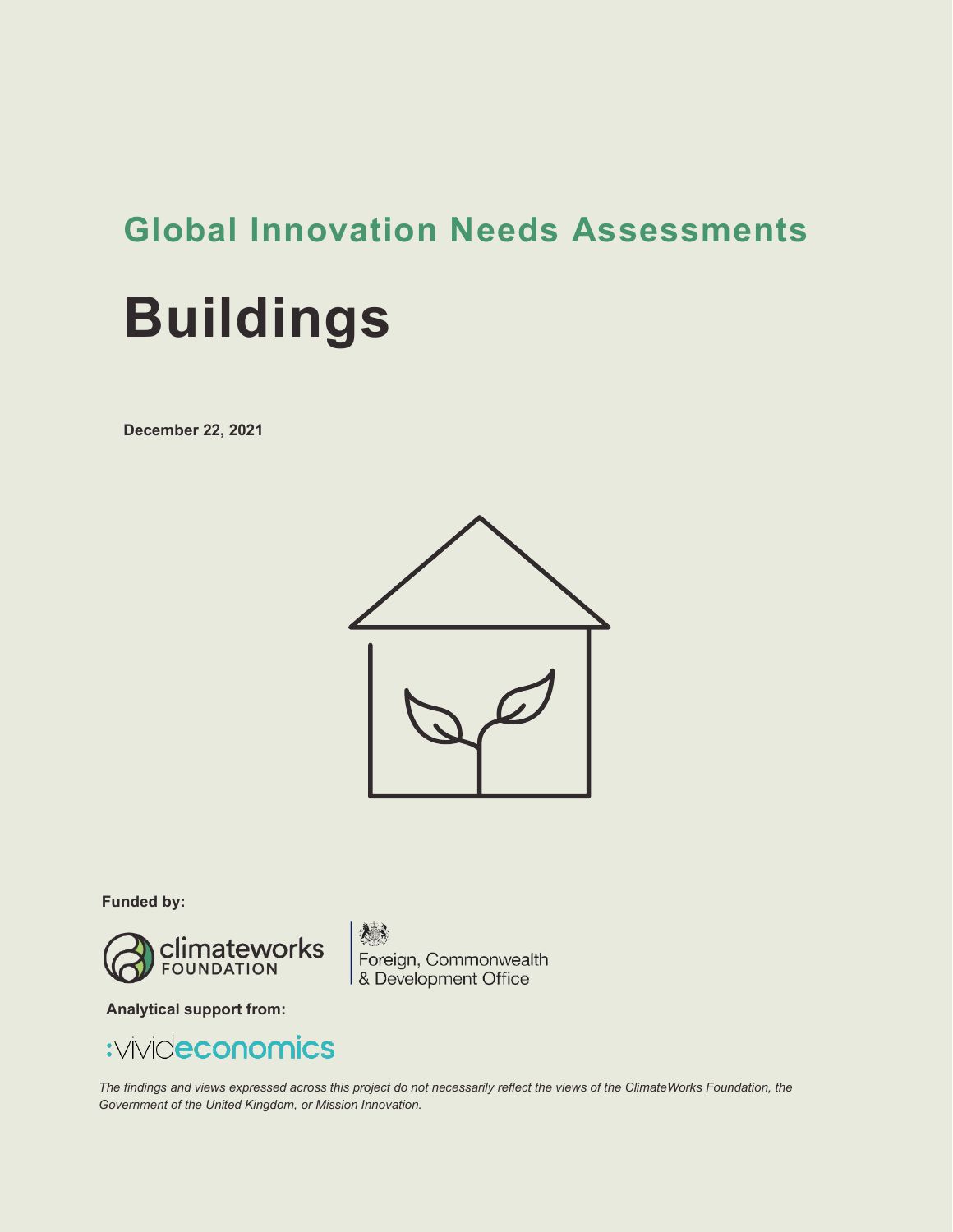## Global Innovation Needs Assessments

# Buildings

**December 22, 2021**

**Funded by:**

climateworks FOUNDATION

Foreign, Commonwealth & Development Office

**Analytical support from:**

:vivideconomics

*The findings and views expressed across this project do not necessarily reflect the views of the ClimateWorks Foundation, the Government of the United Kingdom, or Mission Innovation.*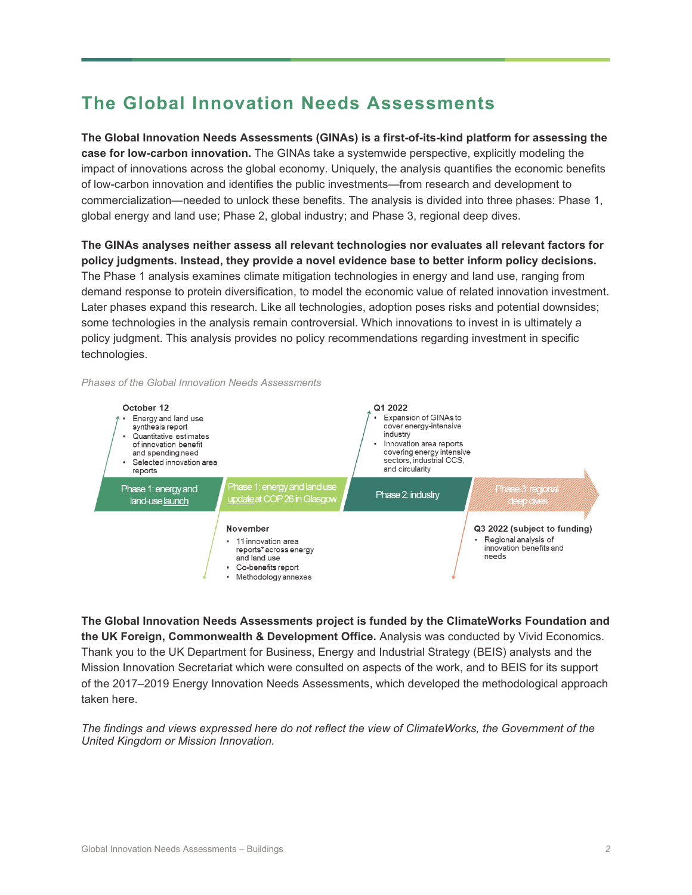# The Global Innovation Needs Assessments

**The Global Innovation Needs Assessments (GINAs) is a first-of-its-kind platform for assessing the case for low-carbon innovation.** The GINAs take a systemwide perspective, explicitly modeling the impact of innovations across the global economy. Uniquely, the analysis quantifies the economic benefits of low-carbon innovation and identifies the public investments—from research and development to commercialization—needed to unlock these benefits. The analysis is divided into three phases: Phase 1, global energy and land use; Phase 2, global industry; and Phase 3, regional deep dives.

**The GINAs analyses neither assess all relevant technologies nor evaluates all relevant factors for policy judgments. Instead, they provide a novel evidence base to better inform policy decisions.** The Phase 1 analysis examines climate mitigation technologies in energy and land use, ranging from demand response to protein diversification, to model the economic value of related innovation investment. Later phases expand this research. Like all technologies, adoption poses risks and potential downsides; some technologies in the analysis remain controversial. Which innovations to invest in is ultimately a policy judgment. This analysis provides no policy recommendations regarding investment in specific technologies.

*Phases of the Global Innovation Needs Assessments*

**Phase 1: energy and land-use launch**

October 12
- Energy and land use synthesis report
- Quantitative estimates of innovation benefit and spending need
- Selected innovation area reports

**Phase 1: energy and land use update at COP 26 in Glasgow**

November
- 11 innovation area reports* across energy and land use
- Co-benefits report
- Methodology annexes

**Phase 2: industry**

Q1 2022
- Expansion of GINAs to cover energy-intensive industry
- Innovation area reports covering energy intensive sectors, industrial CCS, and circularity

**Phase 3: regional deep dives**

Q3 2022 (subject to funding)
- Regional analysis of innovation benefits and needs

**The Global Innovation Needs Assessments project is funded by the ClimateWorks Foundation and the UK Foreign, Commonwealth & Development Office.** Analysis was conducted by Vivid Economics. Thank you to the UK Department for Business, Energy and Industrial Strategy (BEIS) analysts and the Mission Innovation Secretariat which were consulted on aspects of the work, and to BEIS for its support of the 2017–2019 Energy Innovation Needs Assessments, which developed the methodological approach taken here.

*The findings and views expressed here do not reflect the view of ClimateWorks, the Government of the United Kingdom or Mission Innovation.*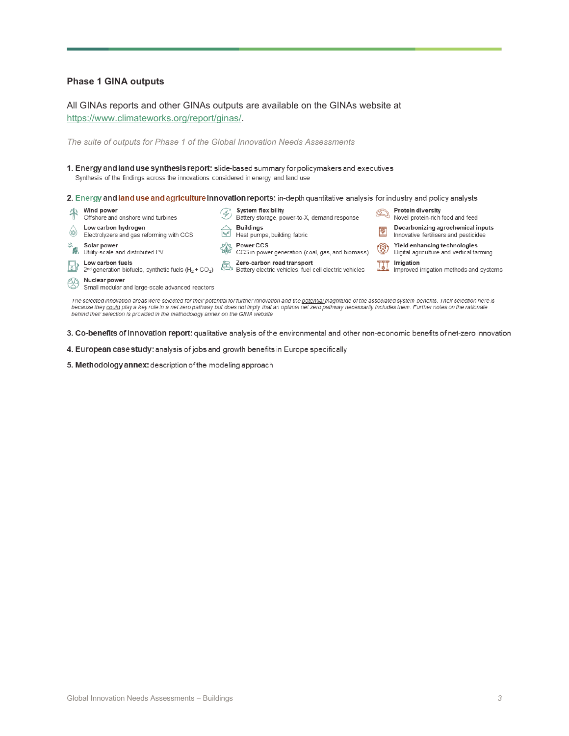## Phase 1 GINA outputs

All GINAs reports and other GINAs outputs are available on the GINAs website at [https://www.climateworks.org/report/ginas/](https://www.climateworks.org/report/ginas/).

*The suite of outputs for Phase 1 of the Global Innovation Needs Assessments*

1. **Energy and land use synthesis report:** slide-based summary for policymakers and executives
   Synthesis of the findings across the innovations considered in energy and land use

2. **Energy and land use and agriculture innovation reports:** in-depth quantitative analysis for industry and policy analysts

   - **Wind power** – Offshore and onshore wind turbines
   - **Low carbon hydrogen** – Electrolyzers and gas reforming with CCS
   - **Solar power** – Utility-scale and distributed PV
   - **Low carbon fuels** – 2[nd] generation biofuels, synthetic fuels ($H_2 + CO_2$)
   - **Nuclear power** – Small modular and large-scale advanced reactors
   - **System flexibility** – Battery storage, power-to-X, demand response
   - **Buildings** – Heat pumps, building fabric
   - **Power CCS** – CCS in power generation (coal, gas, and biomass)
   - **Zero-carbon road transport** – Battery electric vehicles, fuel cell electric vehicles
   - **Protein diversity** – Novel protein-rich food and feed
   - **Decarbonizing agrochemical inputs** – Innovative fertilisers and pesticides
   - **Yield enhancing technologies** – Digital agriculture and vertical farming
   - **Irrigation** – Improved irrigation methods and systems

   *The selected innovation areas were selected for their potential for further innovation and the potential magnitude of the associated system benefits. Their selection here is because they could play a key role in a net zero pathway but does not imply that an optimal net zero pathway necessarily includes them. Further notes on the rationale behind their selection is provided in the methodology annex on the GINA website*

3. **Co-benefits of innovation report:** qualitative analysis of the environmental and other non-economic benefits of net-zero innovation

4. **European case study:** analysis of jobs and growth benefits in Europe specifically

5. **Methodology annex:** description of the modeling approach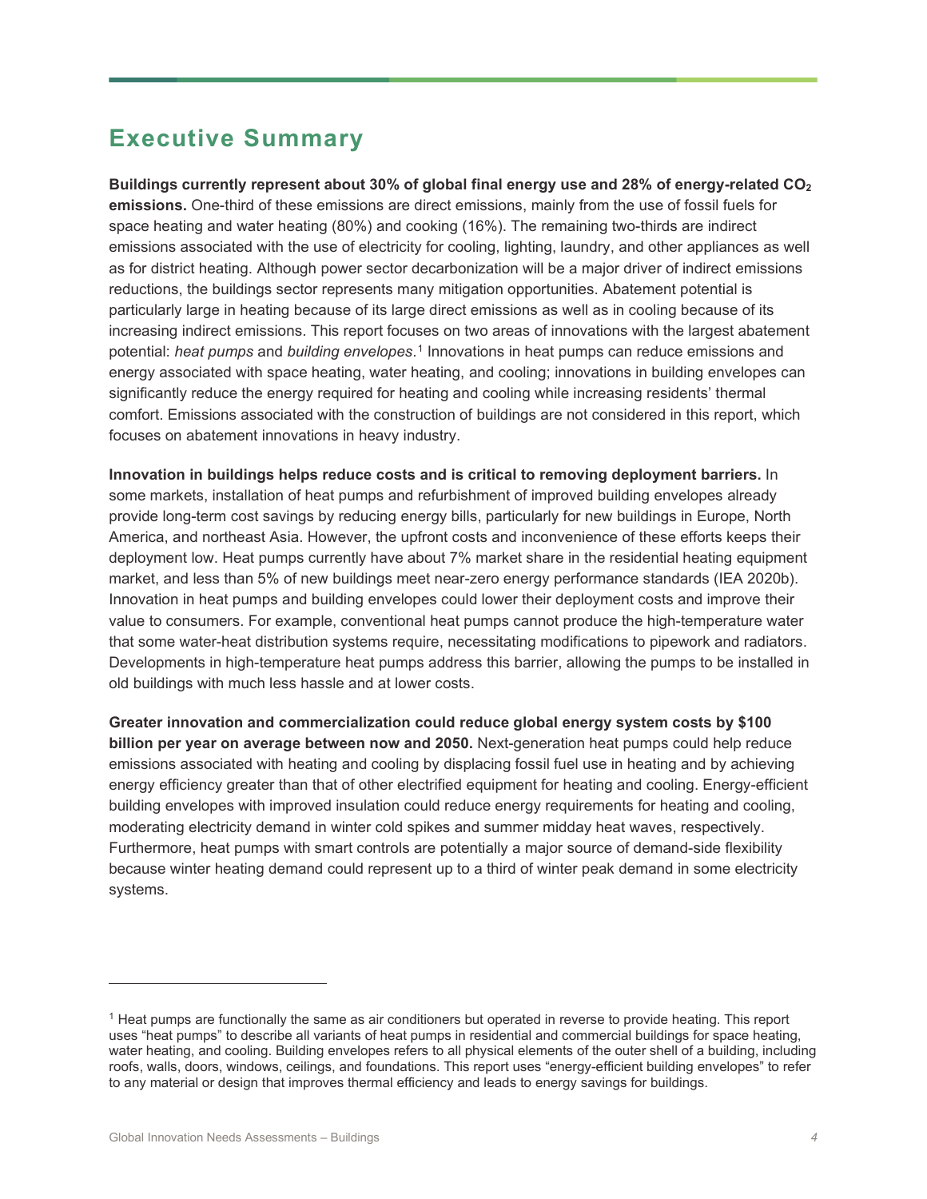## Executive Summary

**Buildings currently represent about 30% of global final energy use and 28% of energy-related $CO_2$ emissions.** One-third of these emissions are direct emissions, mainly from the use of fossil fuels for space heating and water heating (80%) and cooking (16%). The remaining two-thirds are indirect emissions associated with the use of electricity for cooling, lighting, laundry, and other appliances as well as for district heating. Although power sector decarbonization will be a major driver of indirect emissions reductions, the buildings sector represents many mitigation opportunities. Abatement potential is particularly large in heating because of its large direct emissions as well as in cooling because of its increasing indirect emissions. This report focuses on two areas of innovations with the largest abatement potential: *heat pumps* and *building envelopes*.[1] Innovations in heat pumps can reduce emissions and energy associated with space heating, water heating, and cooling; innovations in building envelopes can significantly reduce the energy required for heating and cooling while increasing residents' thermal comfort. Emissions associated with the construction of buildings are not considered in this report, which focuses on abatement innovations in heavy industry.

**Innovation in buildings helps reduce costs and is critical to removing deployment barriers.** In some markets, installation of heat pumps and refurbishment of improved building envelopes already provide long-term cost savings by reducing energy bills, particularly for new buildings in Europe, North America, and northeast Asia. However, the upfront costs and inconvenience of these efforts keeps their deployment low. Heat pumps currently have about 7% market share in the residential heating equipment market, and less than 5% of new buildings meet near-zero energy performance standards (IEA 2020b). Innovation in heat pumps and building envelopes could lower their deployment costs and improve their value to consumers. For example, conventional heat pumps cannot produce the high-temperature water that some water-heat distribution systems require, necessitating modifications to pipework and radiators. Developments in high-temperature heat pumps address this barrier, allowing the pumps to be installed in old buildings with much less hassle and at lower costs.

**Greater innovation and commercialization could reduce global energy system costs by $100 billion per year on average between now and 2050.** Next-generation heat pumps could help reduce emissions associated with heating and cooling by displacing fossil fuel use in heating and by achieving energy efficiency greater than that of other electrified equipment for heating and cooling. Energy-efficient building envelopes with improved insulation could reduce energy requirements for heating and cooling, moderating electricity demand in winter cold spikes and summer midday heat waves, respectively. Furthermore, heat pumps with smart controls are potentially a major source of demand-side flexibility because winter heating demand could represent up to a third of winter peak demand in some electricity systems.

---

[1] Heat pumps are functionally the same as air conditioners but operated in reverse to provide heating. This report uses "heat pumps" to describe all variants of heat pumps in residential and commercial buildings for space heating, water heating, and cooling. Building envelopes refers to all physical elements of the outer shell of a building, including roofs, walls, doors, windows, ceilings, and foundations. This report uses "energy-efficient building envelopes" to refer to any material or design that improves thermal efficiency and leads to energy savings for buildings.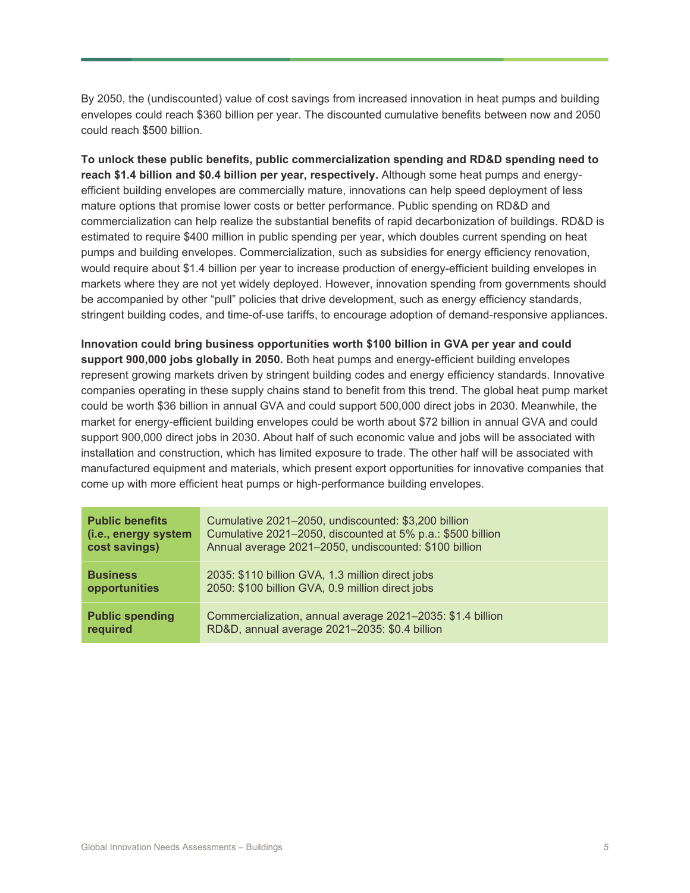By 2050, the (undiscounted) value of cost savings from increased innovation in heat pumps and building envelopes could reach $360 billion per year. The discounted cumulative benefits between now and 2050 could reach $500 billion.

**To unlock these public benefits, public commercialization spending and RD&D spending need to reach $1.4 billion and $0.4 billion per year, respectively.** Although some heat pumps and energy-efficient building envelopes are commercially mature, innovations can help speed deployment of less mature options that promise lower costs or better performance. Public spending on RD&D and commercialization can help realize the substantial benefits of rapid decarbonization of buildings. RD&D is estimated to require $400 million in public spending per year, which doubles current spending on heat pumps and building envelopes. Commercialization, such as subsidies for energy efficiency renovation, would require about $1.4 billion per year to increase production of energy-efficient building envelopes in markets where they are not yet widely deployed. However, innovation spending from governments should be accompanied by other "pull" policies that drive development, such as energy efficiency standards, stringent building codes, and time-of-use tariffs, to encourage adoption of demand-responsive appliances.

**Innovation could bring business opportunities worth $100 billion in GVA per year and could support 900,000 jobs globally in 2050.** Both heat pumps and energy-efficient building envelopes represent growing markets driven by stringent building codes and energy efficiency standards. Innovative companies operating in these supply chains stand to benefit from this trend. The global heat pump market could be worth $36 billion in annual GVA and could support 500,000 direct jobs in 2030. Meanwhile, the market for energy-efficient building envelopes could be worth about $72 billion in annual GVA and could support 900,000 direct jobs in 2030. About half of such economic value and jobs will be associated with installation and construction, which has limited exposure to trade. The other half will be associated with manufactured equipment and materials, which present export opportunities for innovative companies that come up with more efficient heat pumps or high-performance building envelopes.

| | |
|---|---|
| **Public benefits (i.e., energy system cost savings)** | Cumulative 2021–2050, undiscounted: $3,200 billion<br>Cumulative 2021–2050, discounted at 5% p.a.: $500 billion<br>Annual average 2021–2050, undiscounted: $100 billion |
| **Business opportunities** | 2035: $110 billion GVA, 1.3 million direct jobs<br>2050: $100 billion GVA, 0.9 million direct jobs |
| **Public spending required** | Commercialization, annual average 2021–2035: $1.4 billion<br>RD&D, annual average 2021–2035: $0.4 billion |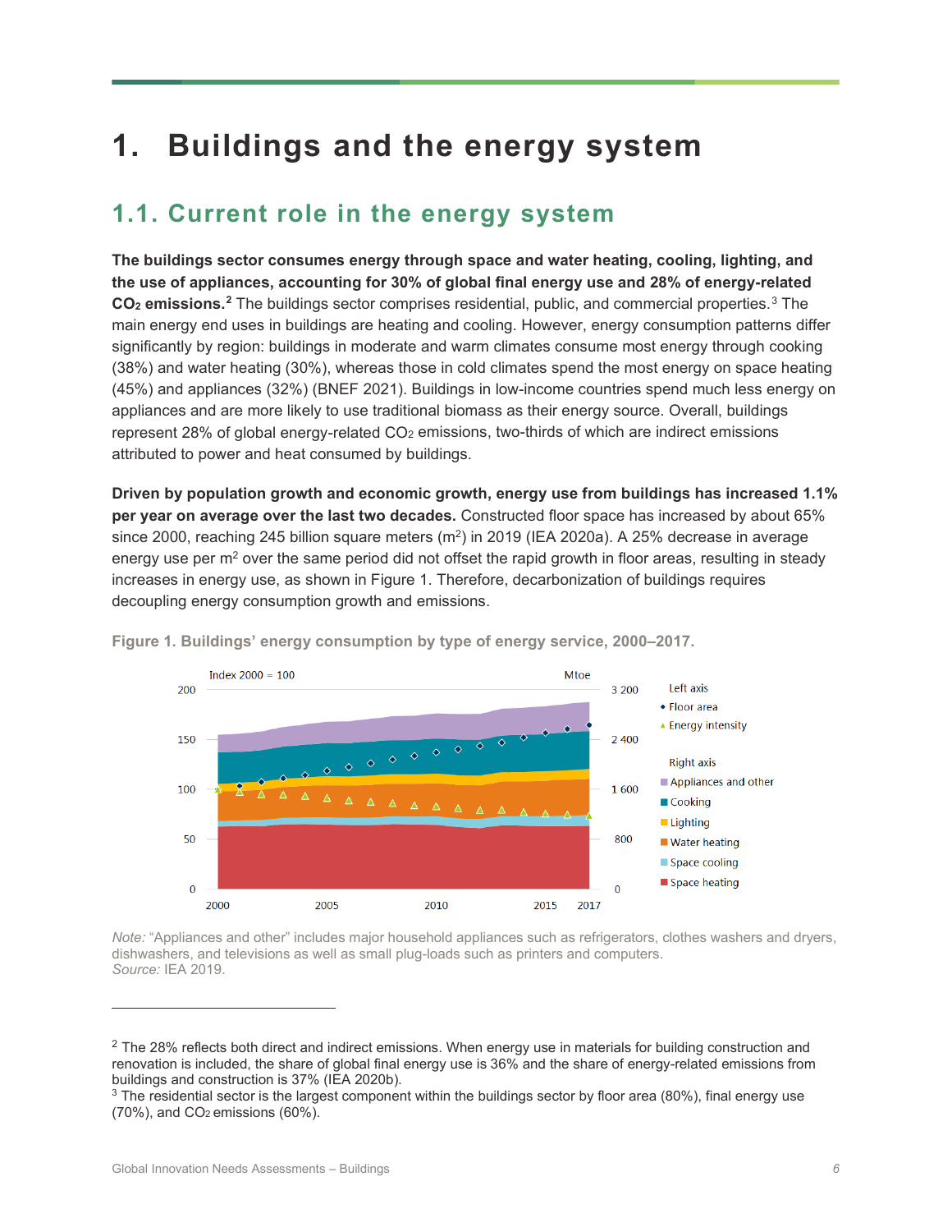# 1. Buildings and the energy system

## 1.1. Current role in the energy system

**The buildings sector consumes energy through space and water heating, cooling, lighting, and the use of appliances, accounting for 30% of global final energy use and 28% of energy-related $CO_2$ emissions.**[2] The buildings sector comprises residential, public, and commercial properties.[3] The main energy end uses in buildings are heating and cooling. However, energy consumption patterns differ significantly by region: buildings in moderate and warm climates consume most energy through cooking (38%) and water heating (30%), whereas those in cold climates spend the most energy on space heating (45%) and appliances (32%) (BNEF 2021). Buildings in low-income countries spend much less energy on appliances and are more likely to use traditional biomass as their energy source. Overall, buildings represent 28% of global energy-related $CO_2$ emissions, two-thirds of which are indirect emissions attributed to power and heat consumed by buildings.

**Driven by population growth and economic growth, energy use from buildings has increased 1.1% per year on average over the last two decades.** Constructed floor space has increased by about 65% since 2000, reaching 245 billion square meters ($m^2$) in 2019 (IEA 2020a). A 25% decrease in average energy use per $m^2$ over the same period did not offset the rapid growth in floor areas, resulting in steady increases in energy use, as shown in Figure 1. Therefore, decarbonization of buildings requires decoupling energy consumption growth and emissions.

**Figure 1. Buildings' energy consumption by type of energy service, 2000–2017.**

*Note:* "Appliances and other" includes major household appliances such as refrigerators, clothes washers and dryers, dishwashers, and televisions as well as small plug-loads such as printers and computers.
*Source:* IEA 2019.

---

[2] The 28% reflects both direct and indirect emissions. When energy use in materials for building construction and renovation is included, the share of global final energy use is 36% and the share of energy-related emissions from buildings and construction is 37% (IEA 2020b).

[3] The residential sector is the largest component within the buildings sector by floor area (80%), final energy use (70%), and $CO_2$ emissions (60%).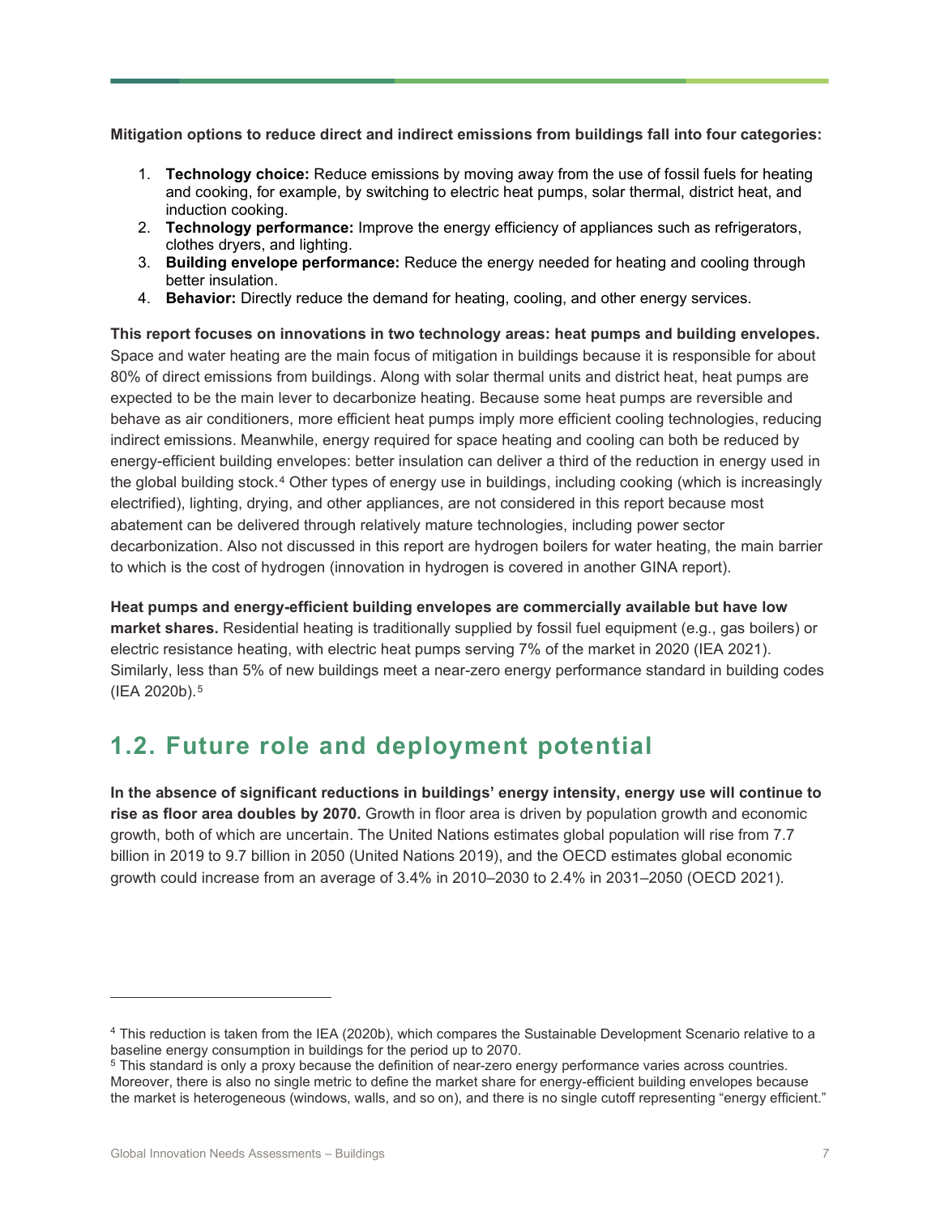**Mitigation options to reduce direct and indirect emissions from buildings fall into four categories:**

1. **Technology choice:** Reduce emissions by moving away from the use of fossil fuels for heating and cooking, for example, by switching to electric heat pumps, solar thermal, district heat, and induction cooking.
2. **Technology performance:** Improve the energy efficiency of appliances such as refrigerators, clothes dryers, and lighting.
3. **Building envelope performance:** Reduce the energy needed for heating and cooling through better insulation.
4. **Behavior:** Directly reduce the demand for heating, cooling, and other energy services.

**This report focuses on innovations in two technology areas: heat pumps and building envelopes.** Space and water heating are the main focus of mitigation in buildings because it is responsible for about 80% of direct emissions from buildings. Along with solar thermal units and district heat, heat pumps are expected to be the main lever to decarbonize heating. Because some heat pumps are reversible and behave as air conditioners, more efficient heat pumps imply more efficient cooling technologies, reducing indirect emissions. Meanwhile, energy required for space heating and cooling can both be reduced by energy-efficient building envelopes: better insulation can deliver a third of the reduction in energy used in the global building stock.[4] Other types of energy use in buildings, including cooking (which is increasingly electrified), lighting, drying, and other appliances, are not considered in this report because most abatement can be delivered through relatively mature technologies, including power sector decarbonization. Also not discussed in this report are hydrogen boilers for water heating, the main barrier to which is the cost of hydrogen (innovation in hydrogen is covered in another GINA report).

**Heat pumps and energy-efficient building envelopes are commercially available but have low market shares.** Residential heating is traditionally supplied by fossil fuel equipment (e.g., gas boilers) or electric resistance heating, with electric heat pumps serving 7% of the market in 2020 (IEA 2021). Similarly, less than 5% of new buildings meet a near-zero energy performance standard in building codes (IEA 2020b).[5]

## 1.2. Future role and deployment potential

**In the absence of significant reductions in buildings' energy intensity, energy use will continue to rise as floor area doubles by 2070.** Growth in floor area is driven by population growth and economic growth, both of which are uncertain. The United Nations estimates global population will rise from 7.7 billion in 2019 to 9.7 billion in 2050 (United Nations 2019), and the OECD estimates global economic growth could increase from an average of 3.4% in 2010–2030 to 2.4% in 2031–2050 (OECD 2021).

---

[4] This reduction is taken from the IEA (2020b), which compares the Sustainable Development Scenario relative to a baseline energy consumption in buildings for the period up to 2070.

[5] This standard is only a proxy because the definition of near-zero energy performance varies across countries. Moreover, there is also no single metric to define the market share for energy-efficient building envelopes because the market is heterogeneous (windows, walls, and so on), and there is no single cutoff representing "energy efficient."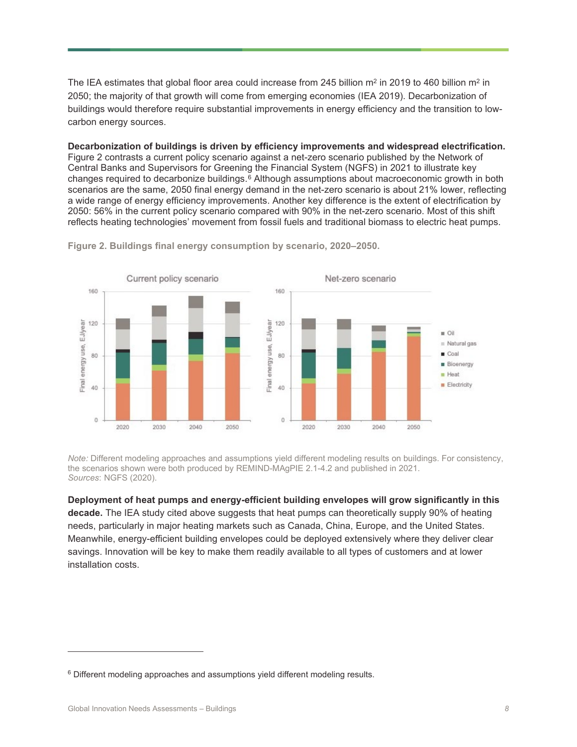The IEA estimates that global floor area could increase from 245 billion m$^2$ in 2019 to 460 billion m$^2$ in 2050; the majority of that growth will come from emerging economies (IEA 2019). Decarbonization of buildings would therefore require substantial improvements in energy efficiency and the transition to low-carbon energy sources.

**Decarbonization of buildings is driven by efficiency improvements and widespread electrification.** Figure 2 contrasts a current policy scenario against a net-zero scenario published by the Network of Central Banks and Supervisors for Greening the Financial System (NGFS) in 2021 to illustrate key changes required to decarbonize buildings.[6] Although assumptions about macroeconomic growth in both scenarios are the same, 2050 final energy demand in the net-zero scenario is about 21% lower, reflecting a wide range of energy efficiency improvements. Another key difference is the extent of electrification by 2050: 56% in the current policy scenario compared with 90% in the net-zero scenario. Most of this shift reflects heating technologies' movement from fossil fuels and traditional biomass to electric heat pumps.

**Figure 2. Buildings final energy consumption by scenario, 2020–2050.**

*Note:* Different modeling approaches and assumptions yield different modeling results on buildings. For consistency, the scenarios shown were both produced by REMIND-MAgPIE 2.1-4.2 and published in 2021.
*Sources*: NGFS (2020).

**Deployment of heat pumps and energy-efficient building envelopes will grow significantly in this decade.** The IEA study cited above suggests that heat pumps can theoretically supply 90% of heating needs, particularly in major heating markets such as Canada, China, Europe, and the United States. Meanwhile, energy-efficient building envelopes could be deployed extensively where they deliver clear savings. Innovation will be key to make them readily available to all types of customers and at lower installation costs.

---

[6] Different modeling approaches and assumptions yield different modeling results.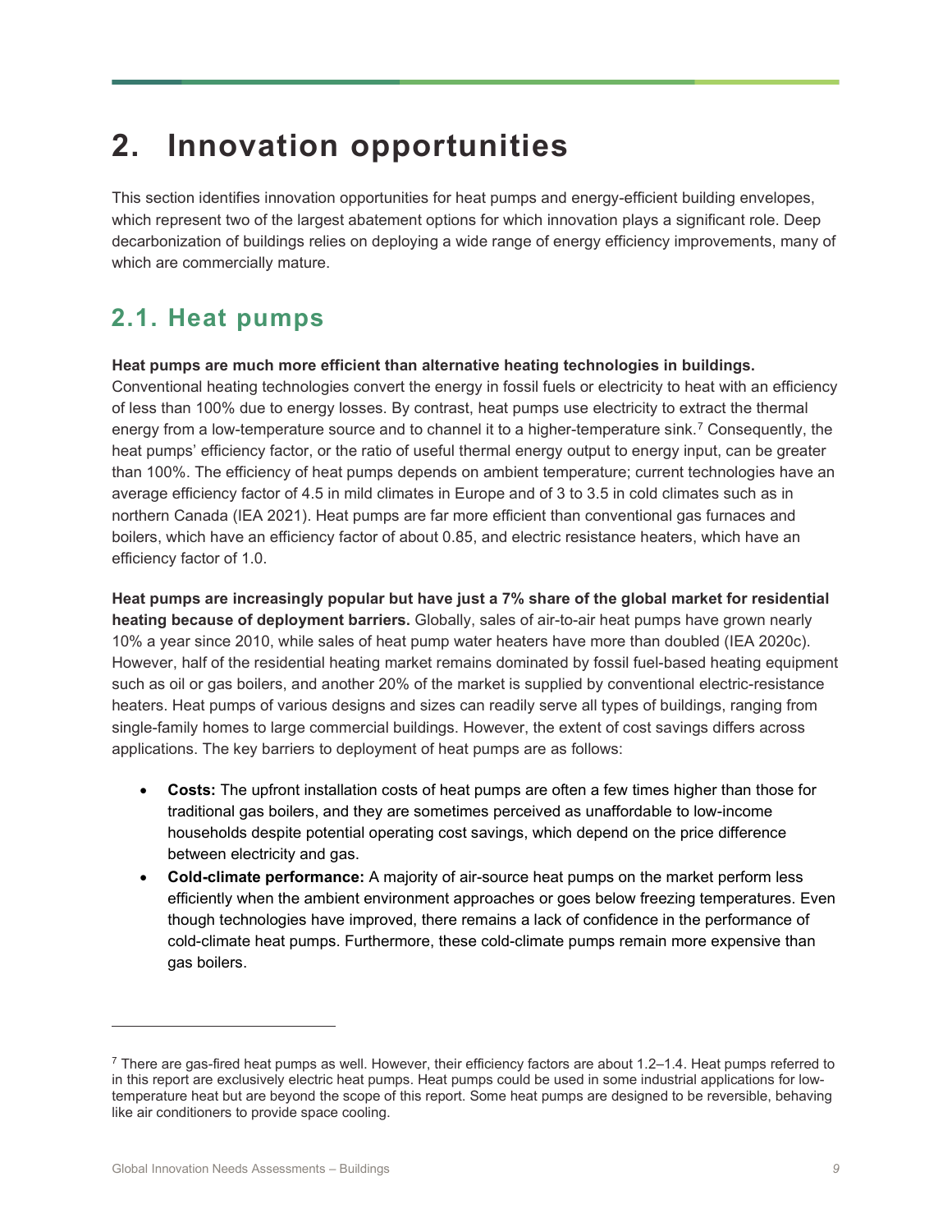# 2. Innovation opportunities

This section identifies innovation opportunities for heat pumps and energy-efficient building envelopes, which represent two of the largest abatement options for which innovation plays a significant role. Deep decarbonization of buildings relies on deploying a wide range of energy efficiency improvements, many of which are commercially mature.

## 2.1. Heat pumps

**Heat pumps are much more efficient than alternative heating technologies in buildings.** Conventional heating technologies convert the energy in fossil fuels or electricity to heat with an efficiency of less than 100% due to energy losses. By contrast, heat pumps use electricity to extract the thermal energy from a low-temperature source and to channel it to a higher-temperature sink.[7] Consequently, the heat pumps' efficiency factor, or the ratio of useful thermal energy output to energy input, can be greater than 100%. The efficiency of heat pumps depends on ambient temperature; current technologies have an average efficiency factor of 4.5 in mild climates in Europe and of 3 to 3.5 in cold climates such as in northern Canada (IEA 2021). Heat pumps are far more efficient than conventional gas furnaces and boilers, which have an efficiency factor of about 0.85, and electric resistance heaters, which have an efficiency factor of 1.0.

**Heat pumps are increasingly popular but have just a 7% share of the global market for residential heating because of deployment barriers.** Globally, sales of air-to-air heat pumps have grown nearly 10% a year since 2010, while sales of heat pump water heaters have more than doubled (IEA 2020c). However, half of the residential heating market remains dominated by fossil fuel-based heating equipment such as oil or gas boilers, and another 20% of the market is supplied by conventional electric-resistance heaters. Heat pumps of various designs and sizes can readily serve all types of buildings, ranging from single-family homes to large commercial buildings. However, the extent of cost savings differs across applications. The key barriers to deployment of heat pumps are as follows:

- **Costs:** The upfront installation costs of heat pumps are often a few times higher than those for traditional gas boilers, and they are sometimes perceived as unaffordable to low-income households despite potential operating cost savings, which depend on the price difference between electricity and gas.
- **Cold-climate performance:** A majority of air-source heat pumps on the market perform less efficiently when the ambient environment approaches or goes below freezing temperatures. Even though technologies have improved, there remains a lack of confidence in the performance of cold-climate heat pumps. Furthermore, these cold-climate pumps remain more expensive than gas boilers.

---

[7] There are gas-fired heat pumps as well. However, their efficiency factors are about 1.2–1.4. Heat pumps referred to in this report are exclusively electric heat pumps. Heat pumps could be used in some industrial applications for low-temperature heat but are beyond the scope of this report. Some heat pumps are designed to be reversible, behaving like air conditioners to provide space cooling.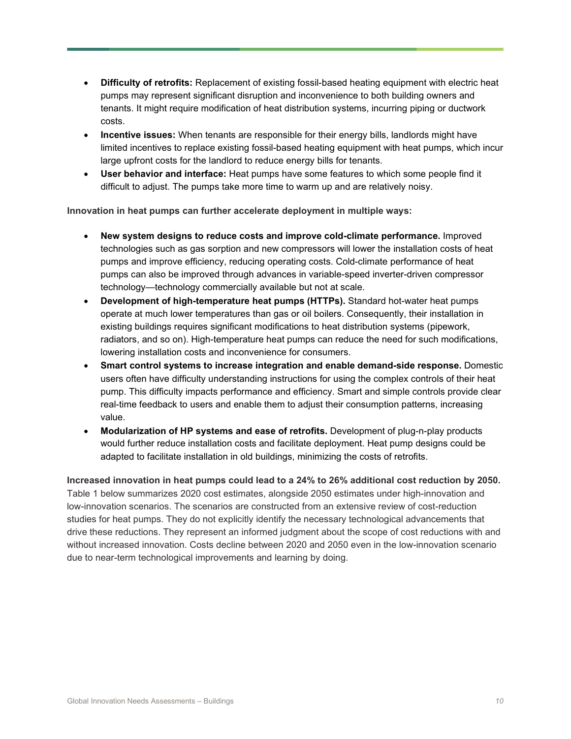- **Difficulty of retrofits:** Replacement of existing fossil-based heating equipment with electric heat pumps may represent significant disruption and inconvenience to both building owners and tenants. It might require modification of heat distribution systems, incurring piping or ductwork costs.
- **Incentive issues:** When tenants are responsible for their energy bills, landlords might have limited incentives to replace existing fossil-based heating equipment with heat pumps, which incur large upfront costs for the landlord to reduce energy bills for tenants.
- **User behavior and interface:** Heat pumps have some features to which some people find it difficult to adjust. The pumps take more time to warm up and are relatively noisy.

**Innovation in heat pumps can further accelerate deployment in multiple ways:**

- **New system designs to reduce costs and improve cold-climate performance.** Improved technologies such as gas sorption and new compressors will lower the installation costs of heat pumps and improve efficiency, reducing operating costs. Cold-climate performance of heat pumps can also be improved through advances in variable-speed inverter-driven compressor technology—technology commercially available but not at scale.
- **Development of high-temperature heat pumps (HTTPs).** Standard hot-water heat pumps operate at much lower temperatures than gas or oil boilers. Consequently, their installation in existing buildings requires significant modifications to heat distribution systems (pipework, radiators, and so on). High-temperature heat pumps can reduce the need for such modifications, lowering installation costs and inconvenience for consumers.
- **Smart control systems to increase integration and enable demand-side response.** Domestic users often have difficulty understanding instructions for using the complex controls of their heat pump. This difficulty impacts performance and efficiency. Smart and simple controls provide clear real-time feedback to users and enable them to adjust their consumption patterns, increasing value.
- **Modularization of HP systems and ease of retrofits.** Development of plug-n-play products would further reduce installation costs and facilitate deployment. Heat pump designs could be adapted to facilitate installation in old buildings, minimizing the costs of retrofits.

**Increased innovation in heat pumps could lead to a 24% to 26% additional cost reduction by 2050.** Table 1 below summarizes 2020 cost estimates, alongside 2050 estimates under high-innovation and low-innovation scenarios. The scenarios are constructed from an extensive review of cost-reduction studies for heat pumps. They do not explicitly identify the necessary technological advancements that drive these reductions. They represent an informed judgment about the scope of cost reductions with and without increased innovation. Costs decline between 2020 and 2050 even in the low-innovation scenario due to near-term technological improvements and learning by doing.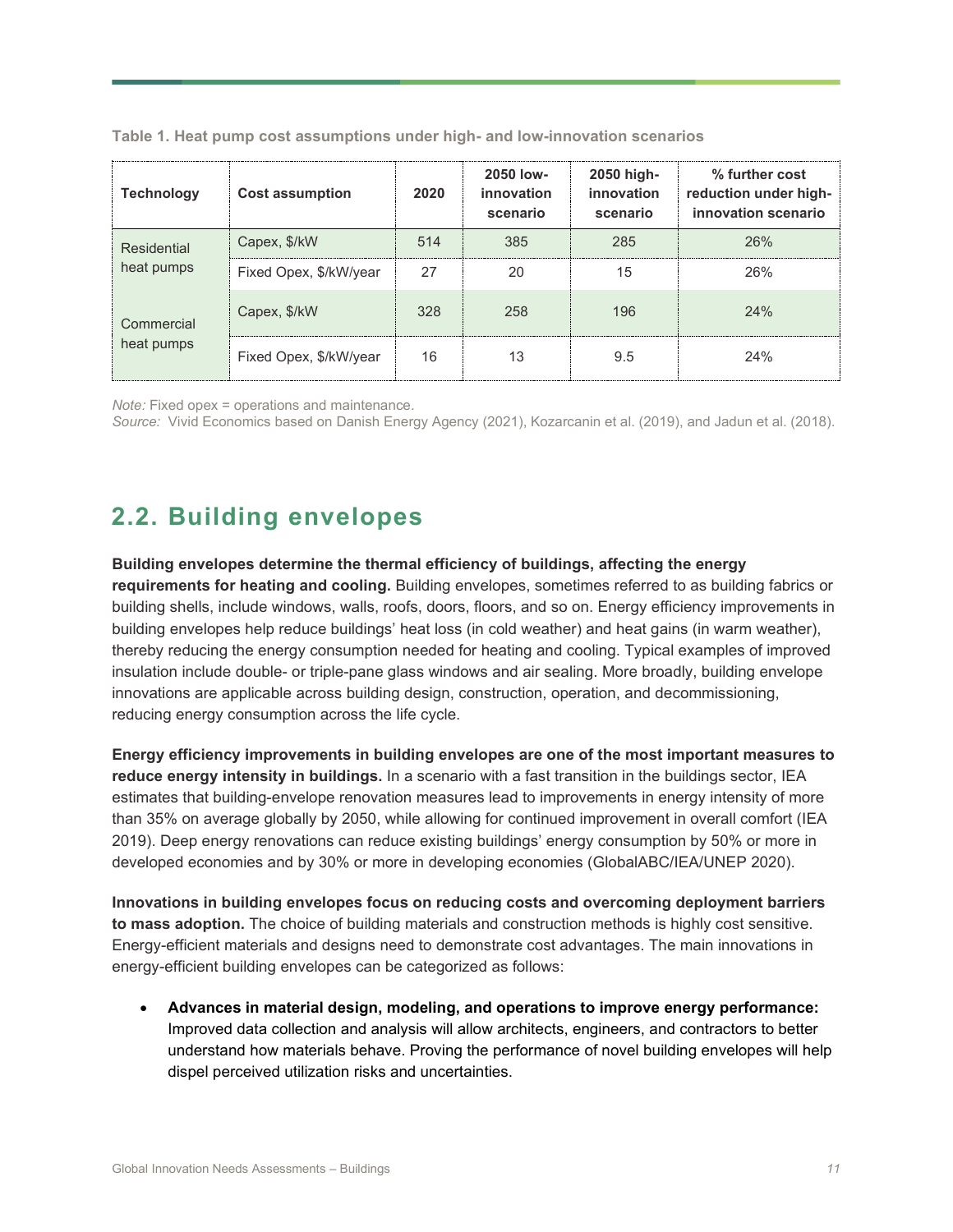**Table 1. Heat pump cost assumptions under high- and low-innovation scenarios**

| Technology | Cost assumption | 2020 | 2050 low-innovation scenario | 2050 high-innovation scenario | % further cost reduction under high-innovation scenario |
|---|---|---|---|---|---|
| Residential heat pumps | Capex, $/kW | 514 | 385 | 285 | 26% |
| | Fixed Opex, $/kW/year | 27 | 20 | 15 | 26% |
| Commercial heat pumps | Capex, $/kW | 328 | 258 | 196 | 24% |
| | Fixed Opex, $/kW/year | 16 | 13 | 9.5 | 24% |

*Note:* Fixed opex = operations and maintenance.
*Source:* Vivid Economics based on Danish Energy Agency (2021), Kozarcanin et al. (2019), and Jadun et al. (2018).

## 2.2. Building envelopes

**Building envelopes determine the thermal efficiency of buildings, affecting the energy requirements for heating and cooling.** Building envelopes, sometimes referred to as building fabrics or building shells, include windows, walls, roofs, doors, floors, and so on. Energy efficiency improvements in building envelopes help reduce buildings' heat loss (in cold weather) and heat gains (in warm weather), thereby reducing the energy consumption needed for heating and cooling. Typical examples of improved insulation include double- or triple-pane glass windows and air sealing. More broadly, building envelope innovations are applicable across building design, construction, operation, and decommissioning, reducing energy consumption across the life cycle.

**Energy efficiency improvements in building envelopes are one of the most important measures to reduce energy intensity in buildings.** In a scenario with a fast transition in the buildings sector, IEA estimates that building-envelope renovation measures lead to improvements in energy intensity of more than 35% on average globally by 2050, while allowing for continued improvement in overall comfort (IEA 2019). Deep energy renovations can reduce existing buildings' energy consumption by 50% or more in developed economies and by 30% or more in developing economies (GlobalABC/IEA/UNEP 2020).

**Innovations in building envelopes focus on reducing costs and overcoming deployment barriers to mass adoption.** The choice of building materials and construction methods is highly cost sensitive. Energy-efficient materials and designs need to demonstrate cost advantages. The main innovations in energy-efficient building envelopes can be categorized as follows:

- **Advances in material design, modeling, and operations to improve energy performance:** Improved data collection and analysis will allow architects, engineers, and contractors to better understand how materials behave. Proving the performance of novel building envelopes will help dispel perceived utilization risks and uncertainties.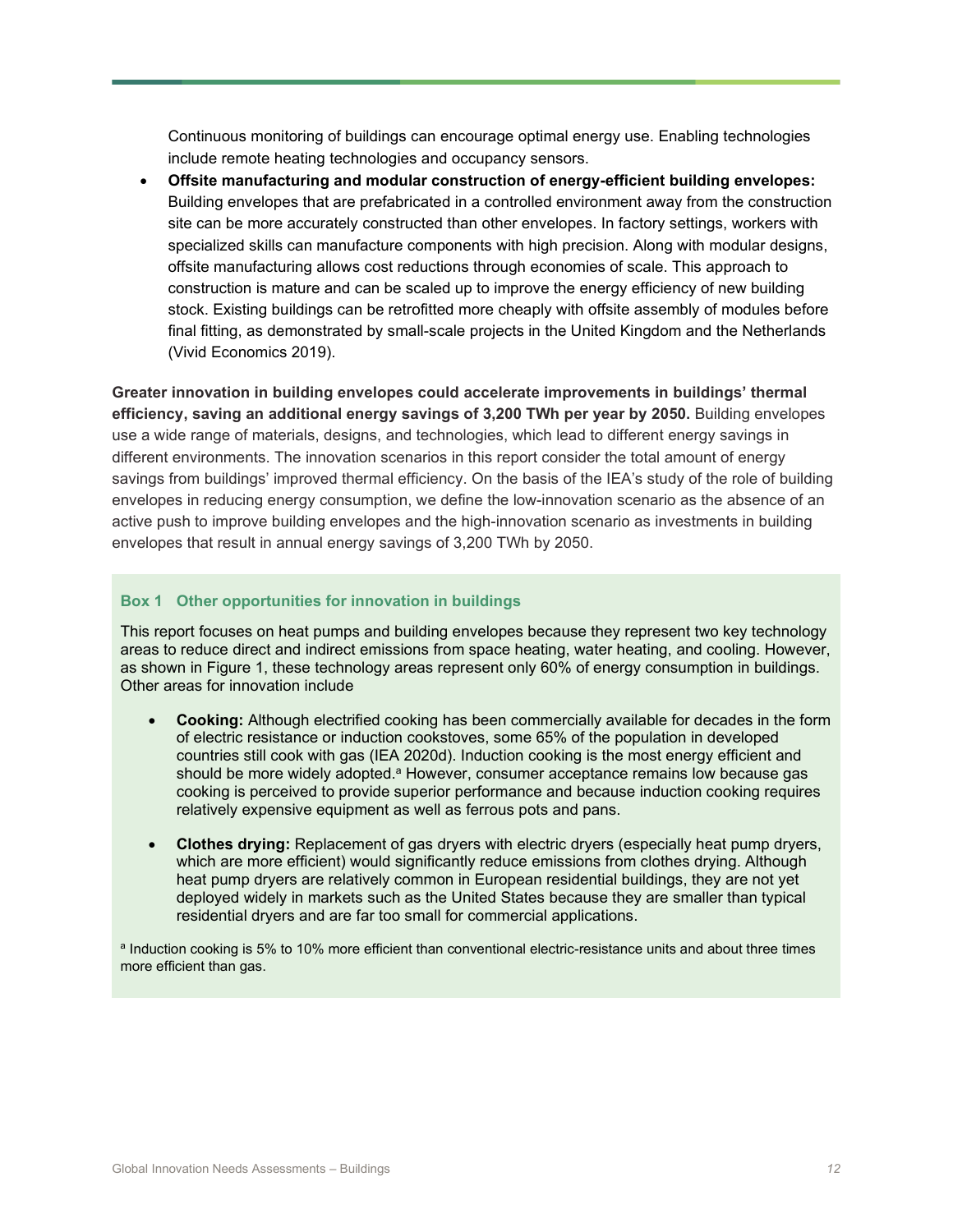Continuous monitoring of buildings can encourage optimal energy use. Enabling technologies include remote heating technologies and occupancy sensors.

- **Offsite manufacturing and modular construction of energy-efficient building envelopes:** Building envelopes that are prefabricated in a controlled environment away from the construction site can be more accurately constructed than other envelopes. In factory settings, workers with specialized skills can manufacture components with high precision. Along with modular designs, offsite manufacturing allows cost reductions through economies of scale. This approach to construction is mature and can be scaled up to improve the energy efficiency of new building stock. Existing buildings can be retrofitted more cheaply with offsite assembly of modules before final fitting, as demonstrated by small-scale projects in the United Kingdom and the Netherlands (Vivid Economics 2019).

**Greater innovation in building envelopes could accelerate improvements in buildings' thermal efficiency, saving an additional energy savings of 3,200 TWh per year by 2050.** Building envelopes use a wide range of materials, designs, and technologies, which lead to different energy savings in different environments. The innovation scenarios in this report consider the total amount of energy savings from buildings' improved thermal efficiency. On the basis of the IEA's study of the role of building envelopes in reducing energy consumption, we define the low-innovation scenario as the absence of an active push to improve building envelopes and the high-innovation scenario as investments in building envelopes that result in annual energy savings of 3,200 TWh by 2050.

### Box 1 Other opportunities for innovation in buildings

This report focuses on heat pumps and building envelopes because they represent two key technology areas to reduce direct and indirect emissions from space heating, water heating, and cooling. However, as shown in Figure 1, these technology areas represent only 60% of energy consumption in buildings. Other areas for innovation include

- **Cooking:** Although electrified cooking has been commercially available for decades in the form of electric resistance or induction cookstoves, some 65% of the population in developed countries still cook with gas (IEA 2020d). Induction cooking is the most energy efficient and should be more widely adopted.[a] However, consumer acceptance remains low because gas cooking is perceived to provide superior performance and because induction cooking requires relatively expensive equipment as well as ferrous pots and pans.

- **Clothes drying:** Replacement of gas dryers with electric dryers (especially heat pump dryers, which are more efficient) would significantly reduce emissions from clothes drying. Although heat pump dryers are relatively common in European residential buildings, they are not yet deployed widely in markets such as the United States because they are smaller than typical residential dryers and are far too small for commercial applications.

[a] Induction cooking is 5% to 10% more efficient than conventional electric-resistance units and about three times more efficient than gas.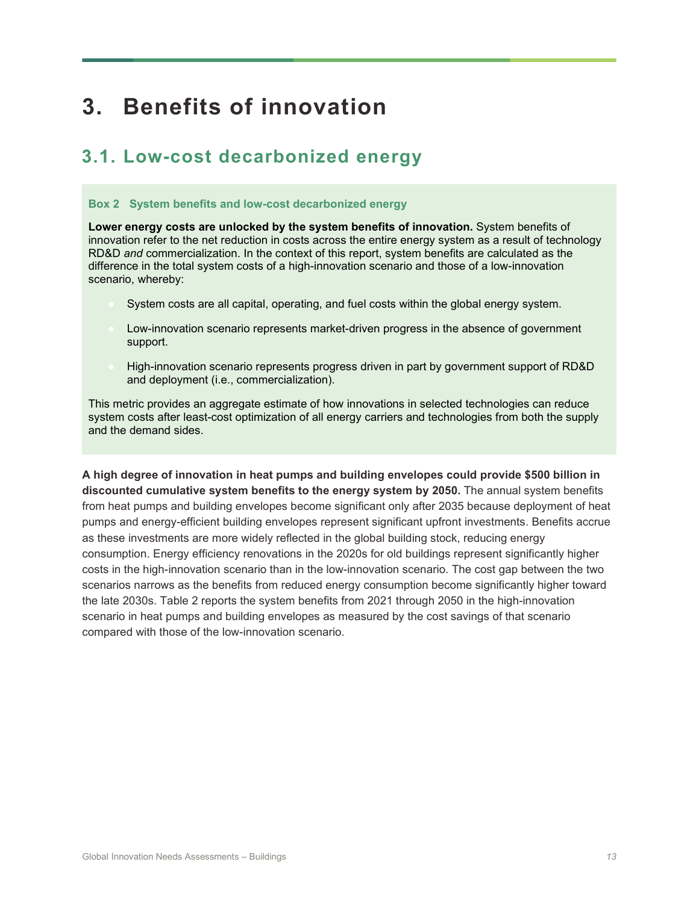# 3. Benefits of innovation

## 3.1. Low-cost decarbonized energy

**Box 2 System benefits and low-cost decarbonized energy**

**Lower energy costs are unlocked by the system benefits of innovation.** System benefits of innovation refer to the net reduction in costs across the entire energy system as a result of technology RD&D *and* commercialization. In the context of this report, system benefits are calculated as the difference in the total system costs of a high-innovation scenario and those of a low-innovation scenario, whereby:

- System costs are all capital, operating, and fuel costs within the global energy system.
- Low-innovation scenario represents market-driven progress in the absence of government support.
- High-innovation scenario represents progress driven in part by government support of RD&D and deployment (i.e., commercialization).

This metric provides an aggregate estimate of how innovations in selected technologies can reduce system costs after least-cost optimization of all energy carriers and technologies from both the supply and the demand sides.

**A high degree of innovation in heat pumps and building envelopes could provide $500 billion in discounted cumulative system benefits to the energy system by 2050.** The annual system benefits from heat pumps and building envelopes become significant only after 2035 because deployment of heat pumps and energy-efficient building envelopes represent significant upfront investments. Benefits accrue as these investments are more widely reflected in the global building stock, reducing energy consumption. Energy efficiency renovations in the 2020s for old buildings represent significantly higher costs in the high-innovation scenario than in the low-innovation scenario. The cost gap between the two scenarios narrows as the benefits from reduced energy consumption become significantly higher toward the late 2030s. Table 2 reports the system benefits from 2021 through 2050 in the high-innovation scenario in heat pumps and building envelopes as measured by the cost savings of that scenario compared with those of the low-innovation scenario.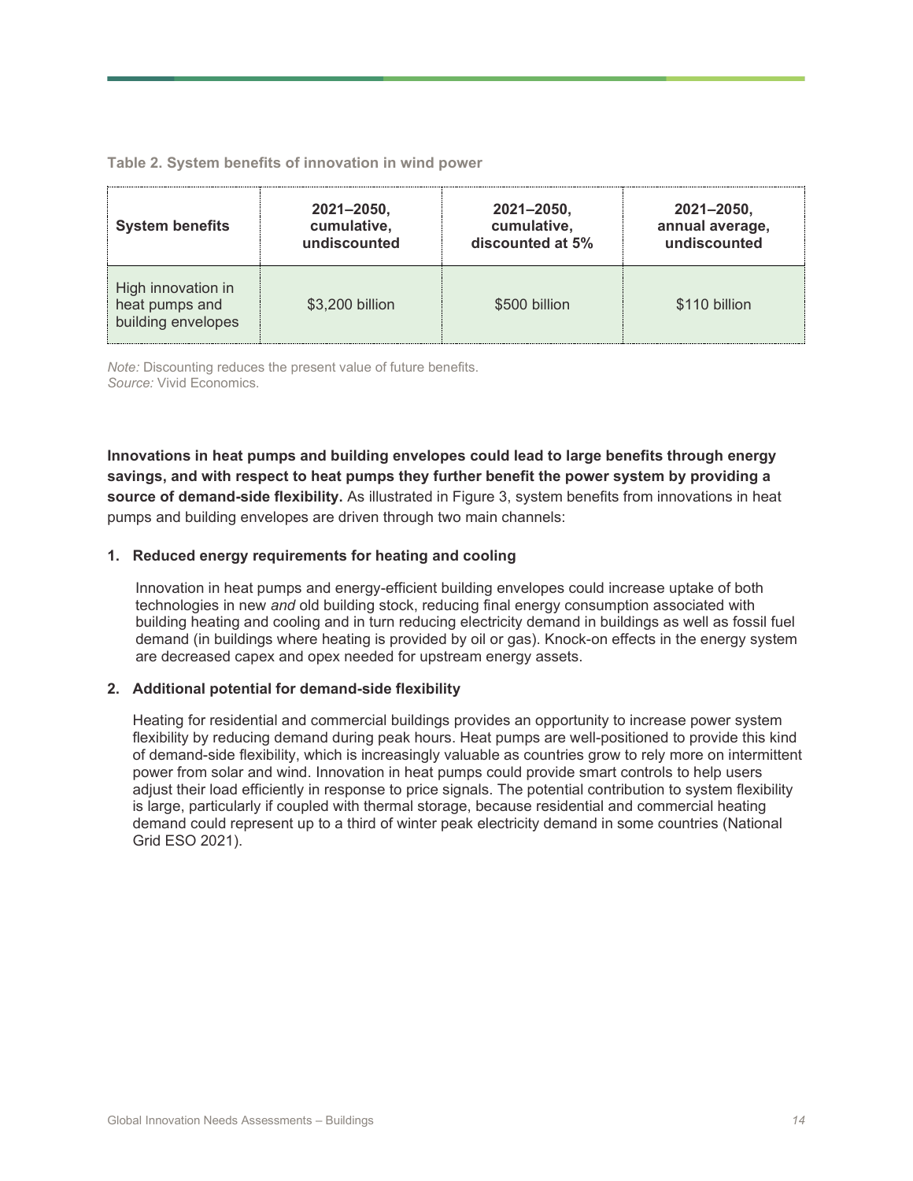**Table 2. System benefits of innovation in wind power**

| System benefits | 2021–2050, cumulative, undiscounted | 2021–2050, cumulative, discounted at 5% | 2021–2050, annual average, undiscounted |
|---|---|---|---|
| High innovation in heat pumps and building envelopes | $3,200 billion | $500 billion | $110 billion |

*Note:* Discounting reduces the present value of future benefits.
*Source:* Vivid Economics.

**Innovations in heat pumps and building envelopes could lead to large benefits through energy savings, and with respect to heat pumps they further benefit the power system by providing a source of demand-side flexibility.** As illustrated in Figure 3, system benefits from innovations in heat pumps and building envelopes are driven through two main channels:

1. **Reduced energy requirements for heating and cooling**

   Innovation in heat pumps and energy-efficient building envelopes could increase uptake of both technologies in new *and* old building stock, reducing final energy consumption associated with building heating and cooling and in turn reducing electricity demand in buildings as well as fossil fuel demand (in buildings where heating is provided by oil or gas). Knock-on effects in the energy system are decreased capex and opex needed for upstream energy assets.

2. **Additional potential for demand-side flexibility**

   Heating for residential and commercial buildings provides an opportunity to increase power system flexibility by reducing demand during peak hours. Heat pumps are well-positioned to provide this kind of demand-side flexibility, which is increasingly valuable as countries grow to rely more on intermittent power from solar and wind. Innovation in heat pumps could provide smart controls to help users adjust their load efficiently in response to price signals. The potential contribution to system flexibility is large, particularly if coupled with thermal storage, because residential and commercial heating demand could represent up to a third of winter peak electricity demand in some countries (National Grid ESO 2021).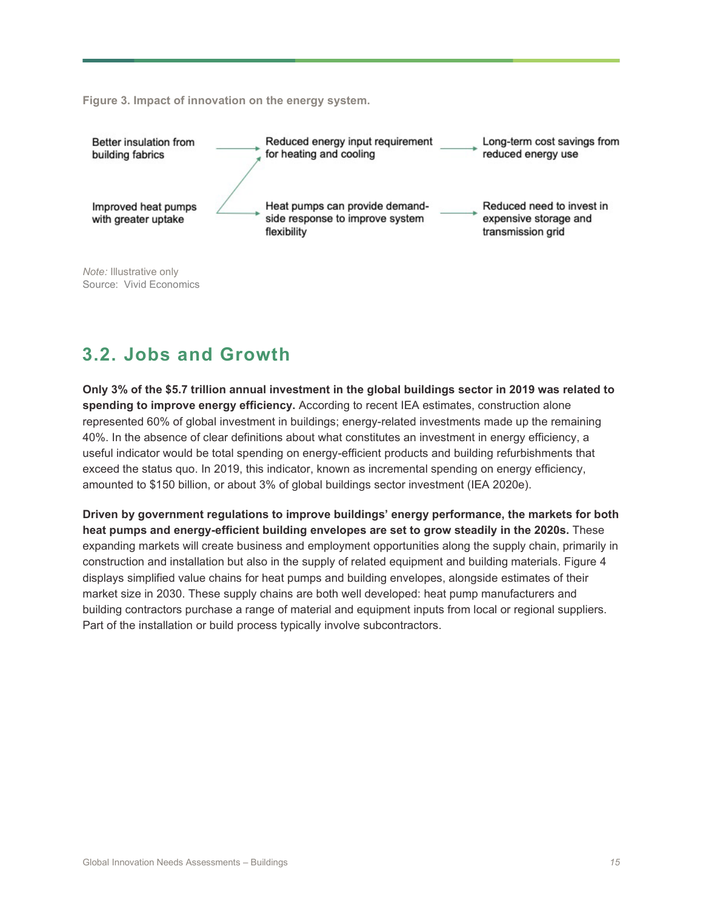**Figure 3. Impact of innovation on the energy system.**

Better insulation from building fabrics → Reduced energy input requirement for heating and cooling → Long-term cost savings from reduced energy use

Improved heat pumps with greater uptake → Reduced energy input requirement for heating and cooling

Improved heat pumps with greater uptake → Heat pumps can provide demand-side response to improve system flexibility → Reduced need to invest in expensive storage and transmission grid

*Note:* Illustrative only
Source: Vivid Economics

## 3.2. Jobs and Growth

**Only 3% of the $5.7 trillion annual investment in the global buildings sector in 2019 was related to spending to improve energy efficiency.** According to recent IEA estimates, construction alone represented 60% of global investment in buildings; energy-related investments made up the remaining 40%. In the absence of clear definitions about what constitutes an investment in energy efficiency, a useful indicator would be total spending on energy-efficient products and building refurbishments that exceed the status quo. In 2019, this indicator, known as incremental spending on energy efficiency, amounted to $150 billion, or about 3% of global buildings sector investment (IEA 2020e).

**Driven by government regulations to improve buildings' energy performance, the markets for both heat pumps and energy-efficient building envelopes are set to grow steadily in the 2020s.** These expanding markets will create business and employment opportunities along the supply chain, primarily in construction and installation but also in the supply of related equipment and building materials. Figure 4 displays simplified value chains for heat pumps and building envelopes, alongside estimates of their market size in 2030. These supply chains are both well developed: heat pump manufacturers and building contractors purchase a range of material and equipment inputs from local or regional suppliers. Part of the installation or build process typically involve subcontractors.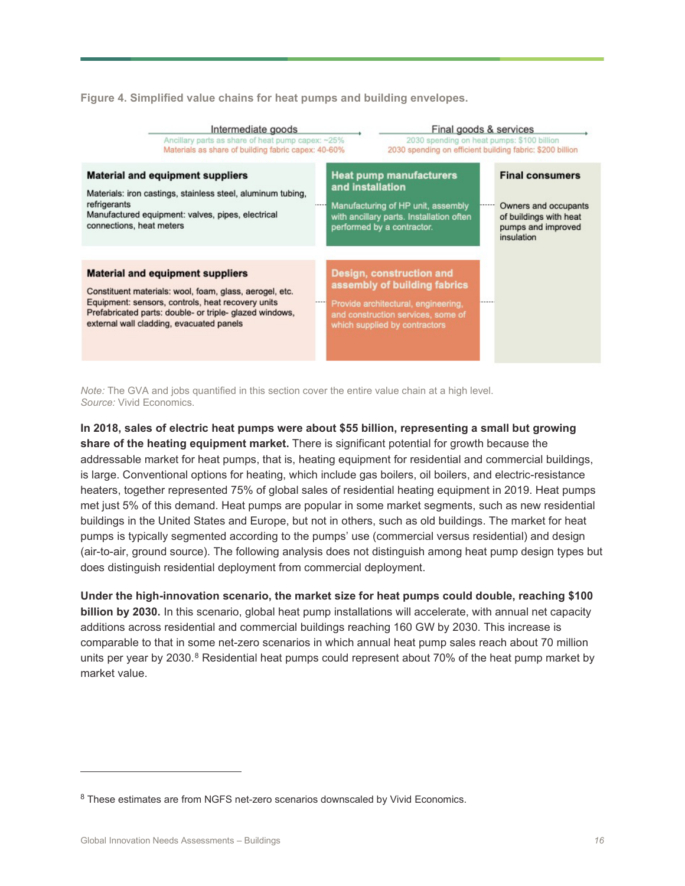**Figure 4. Simplified value chains for heat pumps and building envelopes.**

| Intermediate goods | Final goods & services | |
|---|---|---|
| Ancillary parts as share of heat pump capex: ~25%<br>Materials as share of building fabric capex: 40-60% | 2030 spending on heat pumps: $100 billion<br>2030 spending on efficient building fabric: $200 billion | |
| **Material and equipment suppliers**<br>Materials: iron castings, stainless steel, aluminum tubing, refrigerants<br>Manufactured equipment: valves, pipes, electrical connections, heat meters | **Heat pump manufacturers and installation**<br>Manufacturing of HP unit, assembly with ancillary parts. Installation often performed by a contractor. | **Final consumers**<br>Owners and occupants of buildings with heat pumps and improved insulation |
| **Material and equipment suppliers**<br>Constituent materials: wool, foam, glass, aerogel, etc.<br>Equipment: sensors, controls, heat recovery units<br>Prefabricated parts: double- or triple- glazed windows, external wall cladding, evacuated panels | **Design, construction and assembly of building fabrics**<br>Provide architectural, engineering, and construction services, some of which supplied by contractors | |

*Note:* The GVA and jobs quantified in this section cover the entire value chain at a high level.
*Source:* Vivid Economics.

**In 2018, sales of electric heat pumps were about $55 billion, representing a small but growing share of the heating equipment market.** There is significant potential for growth because the addressable market for heat pumps, that is, heating equipment for residential and commercial buildings, is large. Conventional options for heating, which include gas boilers, oil boilers, and electric-resistance heaters, together represented 75% of global sales of residential heating equipment in 2019. Heat pumps met just 5% of this demand. Heat pumps are popular in some market segments, such as new residential buildings in the United States and Europe, but not in others, such as old buildings. The market for heat pumps is typically segmented according to the pumps' use (commercial versus residential) and design (air-to-air, ground source). The following analysis does not distinguish among heat pump design types but does distinguish residential deployment from commercial deployment.

**Under the high-innovation scenario, the market size for heat pumps could double, reaching $100 billion by 2030.** In this scenario, global heat pump installations will accelerate, with annual net capacity additions across residential and commercial buildings reaching 160 GW by 2030. This increase is comparable to that in some net-zero scenarios in which annual heat pump sales reach about 70 million units per year by 2030.[8] Residential heat pumps could represent about 70% of the heat pump market by market value.

[8] These estimates are from NGFS net-zero scenarios downscaled by Vivid Economics.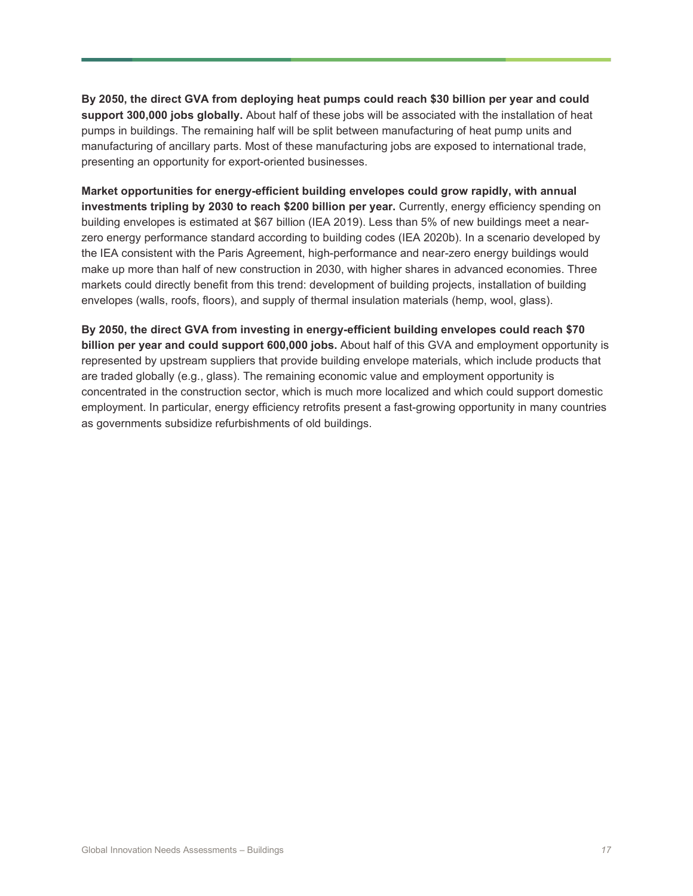**By 2050, the direct GVA from deploying heat pumps could reach $30 billion per year and could support 300,000 jobs globally.** About half of these jobs will be associated with the installation of heat pumps in buildings. The remaining half will be split between manufacturing of heat pump units and manufacturing of ancillary parts. Most of these manufacturing jobs are exposed to international trade, presenting an opportunity for export-oriented businesses.

**Market opportunities for energy-efficient building envelopes could grow rapidly, with annual investments tripling by 2030 to reach $200 billion per year.** Currently, energy efficiency spending on building envelopes is estimated at $67 billion (IEA 2019). Less than 5% of new buildings meet a near-zero energy performance standard according to building codes (IEA 2020b). In a scenario developed by the IEA consistent with the Paris Agreement, high-performance and near-zero energy buildings would make up more than half of new construction in 2030, with higher shares in advanced economies. Three markets could directly benefit from this trend: development of building projects, installation of building envelopes (walls, roofs, floors), and supply of thermal insulation materials (hemp, wool, glass).

**By 2050, the direct GVA from investing in energy-efficient building envelopes could reach $70 billion per year and could support 600,000 jobs.** About half of this GVA and employment opportunity is represented by upstream suppliers that provide building envelope materials, which include products that are traded globally (e.g., glass). The remaining economic value and employment opportunity is concentrated in the construction sector, which is much more localized and which could support domestic employment. In particular, energy efficiency retrofits present a fast-growing opportunity in many countries as governments subsidize refurbishments of old buildings.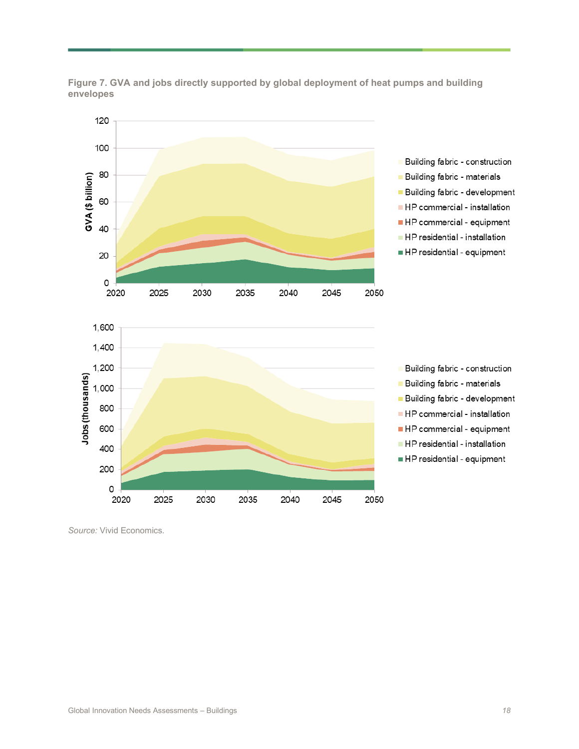**Figure 7. GVA and jobs directly supported by global deployment of heat pumps and building envelopes**

*Source:* Vivid Economics.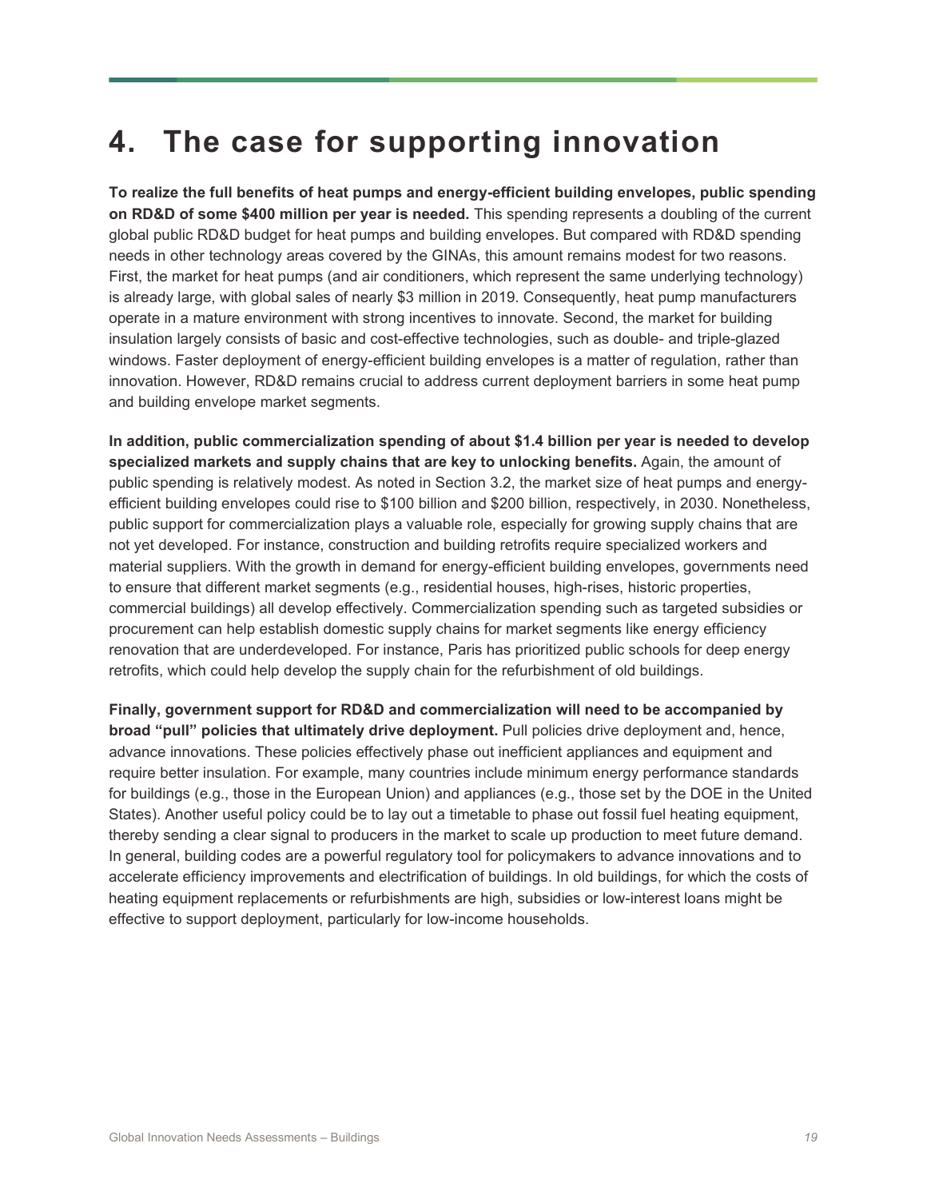# 4. The case for supporting innovation

**To realize the full benefits of heat pumps and energy-efficient building envelopes, public spending on RD&D of some $400 million per year is needed.** This spending represents a doubling of the current global public RD&D budget for heat pumps and building envelopes. But compared with RD&D spending needs in other technology areas covered by the GINAs, this amount remains modest for two reasons. First, the market for heat pumps (and air conditioners, which represent the same underlying technology) is already large, with global sales of nearly $3 million in 2019. Consequently, heat pump manufacturers operate in a mature environment with strong incentives to innovate. Second, the market for building insulation largely consists of basic and cost-effective technologies, such as double- and triple-glazed windows. Faster deployment of energy-efficient building envelopes is a matter of regulation, rather than innovation. However, RD&D remains crucial to address current deployment barriers in some heat pump and building envelope market segments.

**In addition, public commercialization spending of about $1.4 billion per year is needed to develop specialized markets and supply chains that are key to unlocking benefits.** Again, the amount of public spending is relatively modest. As noted in Section 3.2, the market size of heat pumps and energy-efficient building envelopes could rise to $100 billion and $200 billion, respectively, in 2030. Nonetheless, public support for commercialization plays a valuable role, especially for growing supply chains that are not yet developed. For instance, construction and building retrofits require specialized workers and material suppliers. With the growth in demand for energy-efficient building envelopes, governments need to ensure that different market segments (e.g., residential houses, high-rises, historic properties, commercial buildings) all develop effectively. Commercialization spending such as targeted subsidies or procurement can help establish domestic supply chains for market segments like energy efficiency renovation that are underdeveloped. For instance, Paris has prioritized public schools for deep energy retrofits, which could help develop the supply chain for the refurbishment of old buildings.

**Finally, government support for RD&D and commercialization will need to be accompanied by broad "pull" policies that ultimately drive deployment.** Pull policies drive deployment and, hence, advance innovations. These policies effectively phase out inefficient appliances and equipment and require better insulation. For example, many countries include minimum energy performance standards for buildings (e.g., those in the European Union) and appliances (e.g., those set by the DOE in the United States). Another useful policy could be to lay out a timetable to phase out fossil fuel heating equipment, thereby sending a clear signal to producers in the market to scale up production to meet future demand. In general, building codes are a powerful regulatory tool for policymakers to advance innovations and to accelerate efficiency improvements and electrification of buildings. In old buildings, for which the costs of heating equipment replacements or refurbishments are high, subsidies or low-interest loans might be effective to support deployment, particularly for low-income households.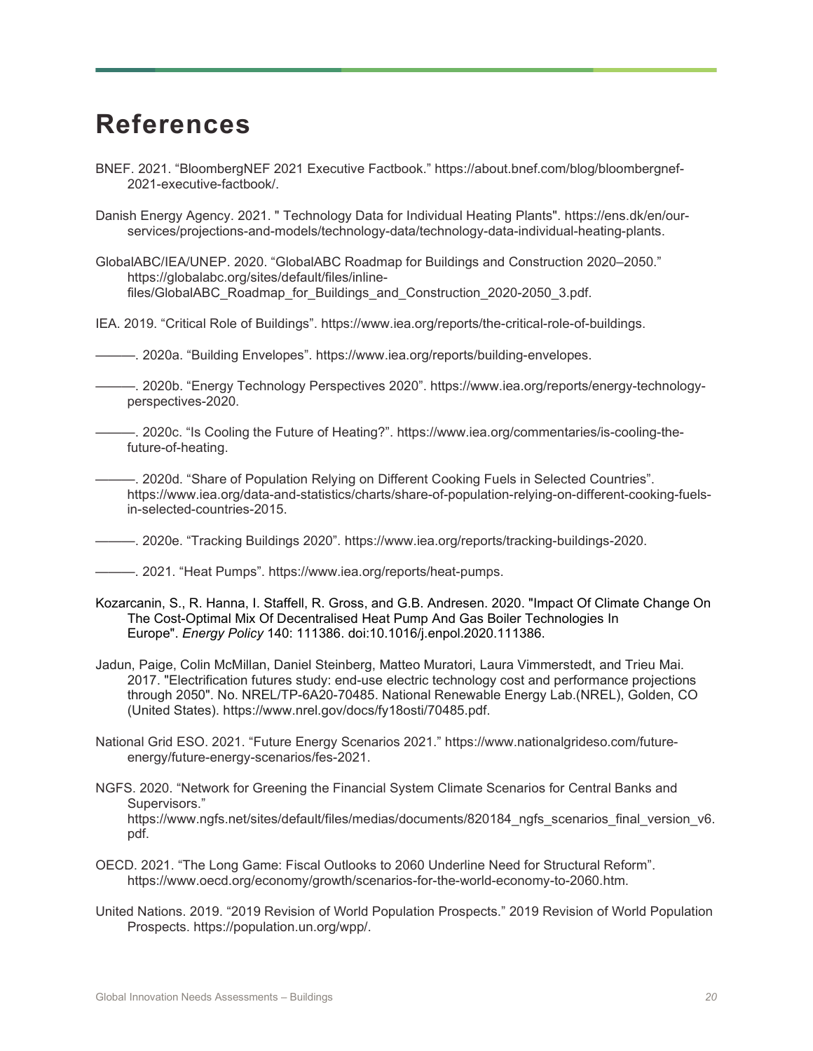# References

BNEF. 2021. "BloombergNEF 2021 Executive Factbook." https://about.bnef.com/blog/bloombergnef-2021-executive-factbook/.

Danish Energy Agency. 2021. " Technology Data for Individual Heating Plants". https://ens.dk/en/our-services/projections-and-models/technology-data/technology-data-individual-heating-plants.

GlobalABC/IEA/UNEP. 2020. "GlobalABC Roadmap for Buildings and Construction 2020–2050." https://globalabc.org/sites/default/files/inline-files/GlobalABC_Roadmap_for_Buildings_and_Construction_2020-2050_3.pdf.

IEA. 2019. "Critical Role of Buildings". https://www.iea.org/reports/the-critical-role-of-buildings.

———. 2020a. "Building Envelopes". https://www.iea.org/reports/building-envelopes.

———. 2020b. "Energy Technology Perspectives 2020". https://www.iea.org/reports/energy-technology-perspectives-2020.

———. 2020c. "Is Cooling the Future of Heating?". https://www.iea.org/commentaries/is-cooling-the-future-of-heating.

———. 2020d. "Share of Population Relying on Different Cooking Fuels in Selected Countries". https://www.iea.org/data-and-statistics/charts/share-of-population-relying-on-different-cooking-fuels-in-selected-countries-2015.

———. 2020e. "Tracking Buildings 2020". https://www.iea.org/reports/tracking-buildings-2020.

———. 2021. "Heat Pumps". https://www.iea.org/reports/heat-pumps.

Kozarcanin, S., R. Hanna, I. Staffell, R. Gross, and G.B. Andresen. 2020. "Impact Of Climate Change On The Cost-Optimal Mix Of Decentralised Heat Pump And Gas Boiler Technologies In Europe". *Energy Policy* 140: 111386. doi:10.1016/j.enpol.2020.111386.

Jadun, Paige, Colin McMillan, Daniel Steinberg, Matteo Muratori, Laura Vimmerstedt, and Trieu Mai. 2017. "Electrification futures study: end-use electric technology cost and performance projections through 2050". No. NREL/TP-6A20-70485. National Renewable Energy Lab.(NREL), Golden, CO (United States). https://www.nrel.gov/docs/fy18osti/70485.pdf.

National Grid ESO. 2021. "Future Energy Scenarios 2021." https://www.nationalgrideso.com/future-energy/future-energy-scenarios/fes-2021.

NGFS. 2020. "Network for Greening the Financial System Climate Scenarios for Central Banks and Supervisors." https://www.ngfs.net/sites/default/files/medias/documents/820184_ngfs_scenarios_final_version_v6.pdf.

OECD. 2021. "The Long Game: Fiscal Outlooks to 2060 Underline Need for Structural Reform". https://www.oecd.org/economy/growth/scenarios-for-the-world-economy-to-2060.htm.

United Nations. 2019. "2019 Revision of World Population Prospects." 2019 Revision of World Population Prospects. https://population.un.org/wpp/.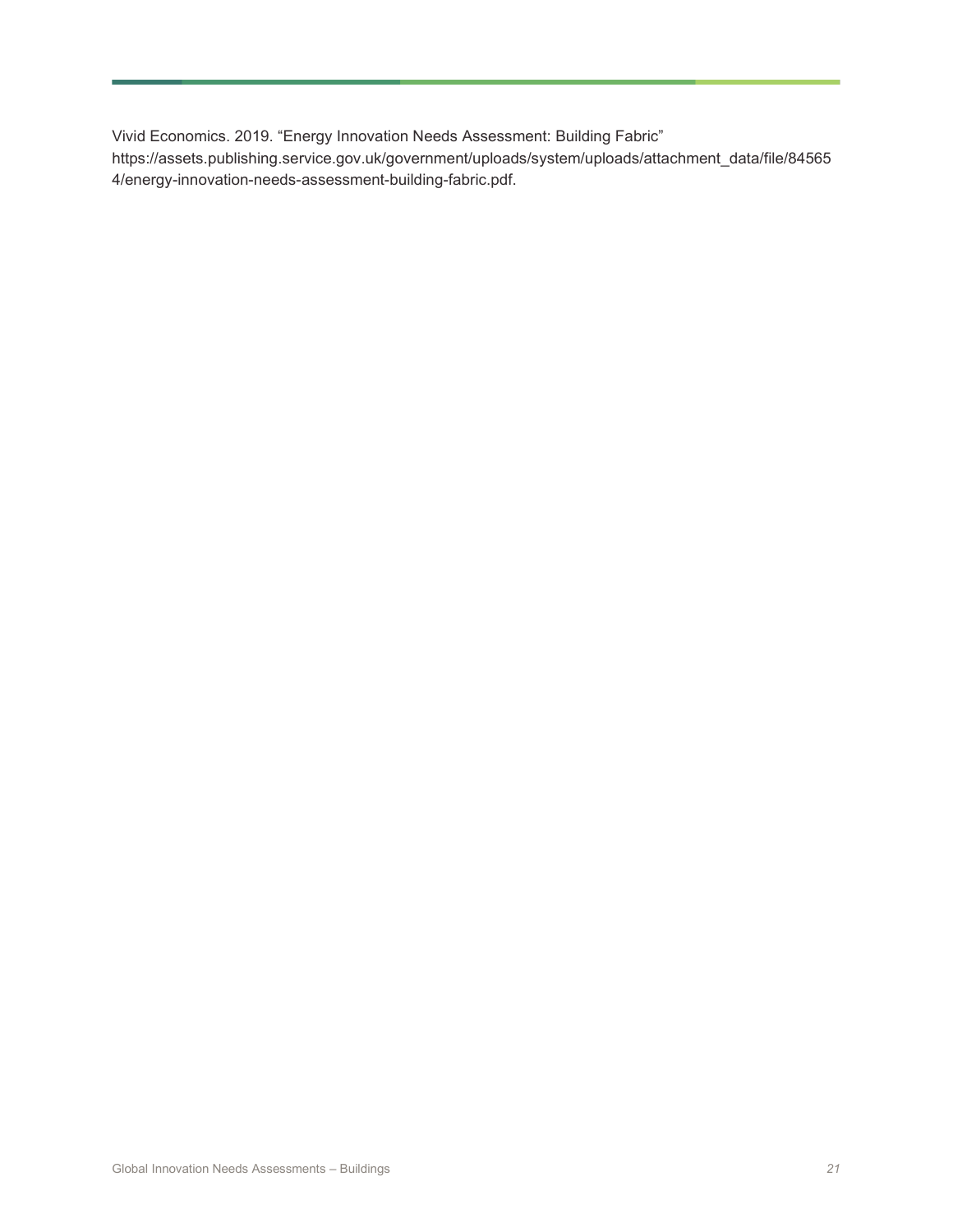Vivid Economics. 2019. “Energy Innovation Needs Assessment: Building Fabric” https://assets.publishing.service.gov.uk/government/uploads/system/uploads/attachment_data/file/845654/energy-innovation-needs-assessment-building-fabric.pdf.